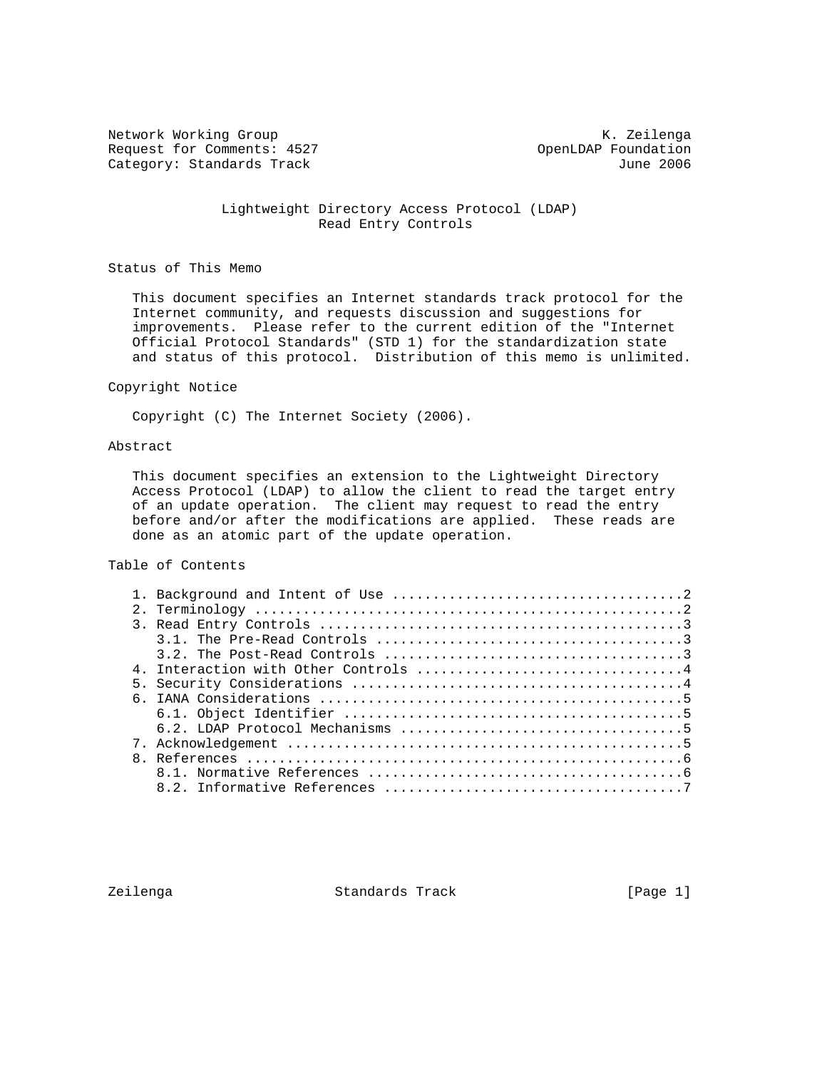Network Working Group K. Zeilenga
Request for Comments: 4527 OpenLDAP Foundation
Category: Standards Track June 2006

# Lightweight Directory Access Protocol (LDAP) Read Entry Controls

## Status of This Memo

This document specifies an Internet standards track protocol for the Internet community, and requests discussion and suggestions for improvements. Please refer to the current edition of the "Internet Official Protocol Standards" (STD 1) for the standardization state and status of this protocol. Distribution of this memo is unlimited.

## Copyright Notice

Copyright (C) The Internet Society (2006).

## Abstract

This document specifies an extension to the Lightweight Directory Access Protocol (LDAP) to allow the client to read the target entry of an update operation. The client may request to read the entry before and/or after the modifications are applied. These reads are done as an atomic part of the update operation.

## Table of Contents

```
1. Background and Intent of Use ...................................2
2. Terminology ....................................................2
3. Read Entry Controls ............................................3
   3.1. The Pre-Read Controls .....................................3
   3.2. The Post-Read Controls ....................................3
4. Interaction with Other Controls ................................4
5. Security Considerations ........................................4
6. IANA Considerations ............................................5
   6.1. Object Identifier .........................................5
   6.2. LDAP Protocol Mechanisms ..................................5
7. Acknowledgement ................................................5
8. References .....................................................6
   8.1. Normative References ......................................6
   8.2. Informative References ....................................7
```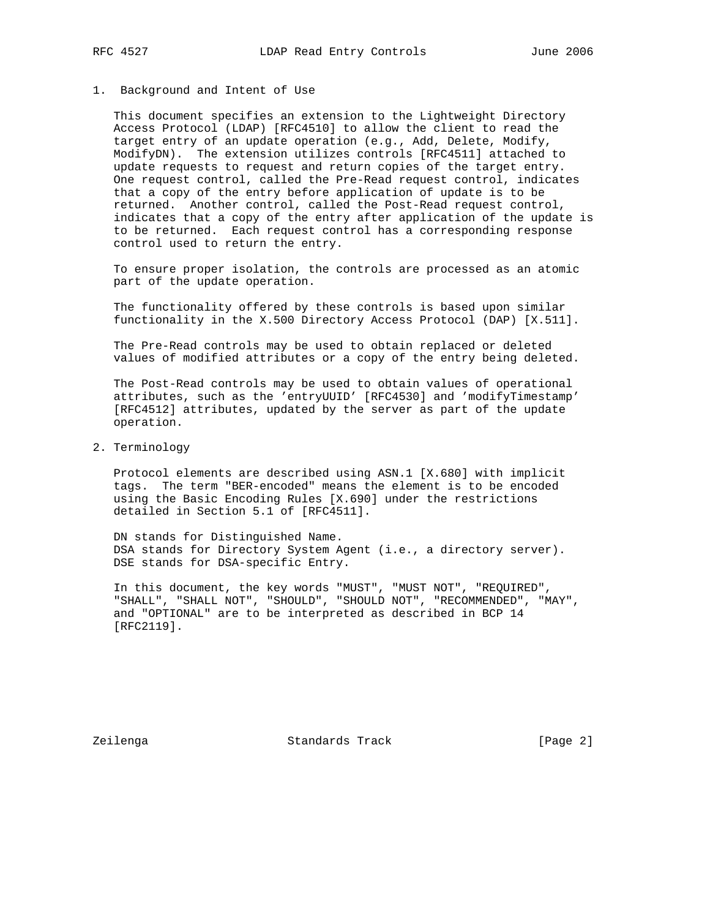## 1. Background and Intent of Use

This document specifies an extension to the Lightweight Directory Access Protocol (LDAP) [RFC4510] to allow the client to read the target entry of an update operation (e.g., Add, Delete, Modify, ModifyDN). The extension utilizes controls [RFC4511] attached to update requests to request and return copies of the target entry. One request control, called the Pre-Read request control, indicates that a copy of the entry before application of update is to be returned. Another control, called the Post-Read request control, indicates that a copy of the entry after application of the update is to be returned. Each request control has a corresponding response control used to return the entry.

To ensure proper isolation, the controls are processed as an atomic part of the update operation.

The functionality offered by these controls is based upon similar functionality in the X.500 Directory Access Protocol (DAP) [X.511].

The Pre-Read controls may be used to obtain replaced or deleted values of modified attributes or a copy of the entry being deleted.

The Post-Read controls may be used to obtain values of operational attributes, such as the 'entryUUID' [RFC4530] and 'modifyTimestamp' [RFC4512] attributes, updated by the server as part of the update operation.

## 2. Terminology

Protocol elements are described using ASN.1 [X.680] with implicit tags. The term "BER-encoded" means the element is to be encoded using the Basic Encoding Rules [X.690] under the restrictions detailed in Section 5.1 of [RFC4511].

DN stands for Distinguished Name.
DSA stands for Directory System Agent (i.e., a directory server).
DSE stands for DSA-specific Entry.

In this document, the key words "MUST", "MUST NOT", "REQUIRED", "SHALL", "SHALL NOT", "SHOULD", "SHOULD NOT", "RECOMMENDED", "MAY", and "OPTIONAL" are to be interpreted as described in BCP 14 [RFC2119].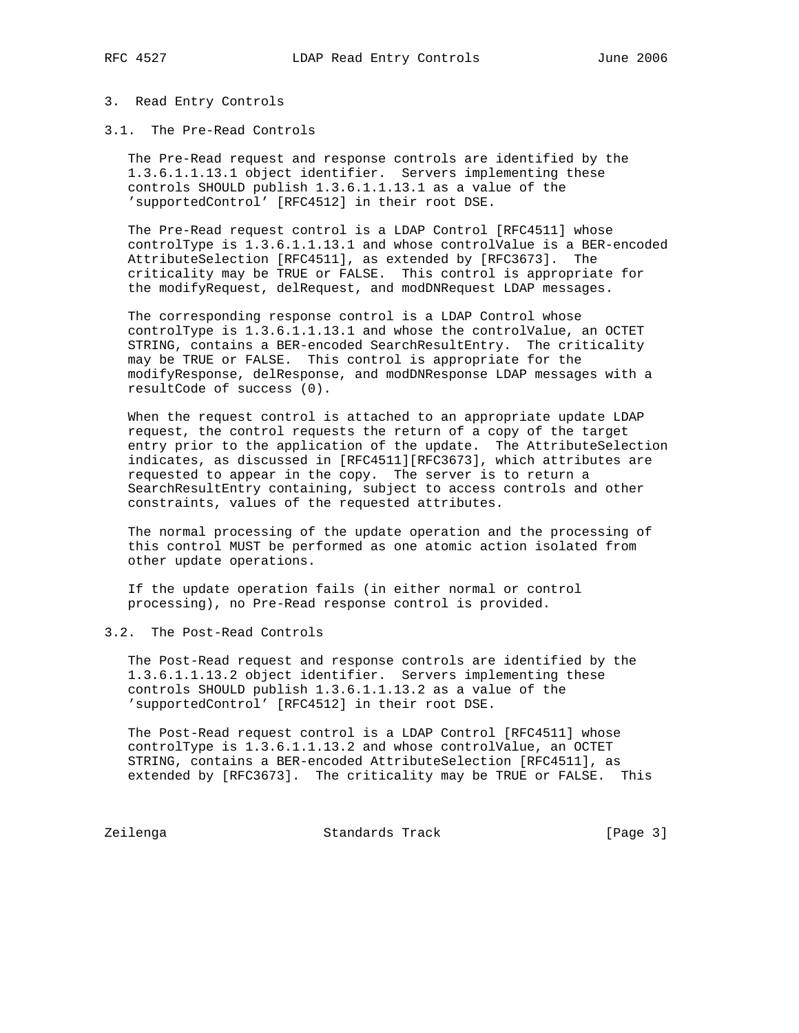## 3. Read Entry Controls

### 3.1. The Pre-Read Controls

The Pre-Read request and response controls are identified by the 1.3.6.1.1.13.1 object identifier. Servers implementing these controls SHOULD publish 1.3.6.1.1.13.1 as a value of the 'supportedControl' [RFC4512] in their root DSE.

The Pre-Read request control is a LDAP Control [RFC4511] whose controlType is 1.3.6.1.1.13.1 and whose controlValue is a BER-encoded AttributeSelection [RFC4511], as extended by [RFC3673]. The criticality may be TRUE or FALSE. This control is appropriate for the modifyRequest, delRequest, and modDNRequest LDAP messages.

The corresponding response control is a LDAP Control whose controlType is 1.3.6.1.1.13.1 and whose the controlValue, an OCTET STRING, contains a BER-encoded SearchResultEntry. The criticality may be TRUE or FALSE. This control is appropriate for the modifyResponse, delResponse, and modDNResponse LDAP messages with a resultCode of success (0).

When the request control is attached to an appropriate update LDAP request, the control requests the return of a copy of the target entry prior to the application of the update. The AttributeSelection indicates, as discussed in [RFC4511][RFC3673], which attributes are requested to appear in the copy. The server is to return a SearchResultEntry containing, subject to access controls and other constraints, values of the requested attributes.

The normal processing of the update operation and the processing of this control MUST be performed as one atomic action isolated from other update operations.

If the update operation fails (in either normal or control processing), no Pre-Read response control is provided.

### 3.2. The Post-Read Controls

The Post-Read request and response controls are identified by the 1.3.6.1.1.13.2 object identifier. Servers implementing these controls SHOULD publish 1.3.6.1.1.13.2 as a value of the 'supportedControl' [RFC4512] in their root DSE.

The Post-Read request control is a LDAP Control [RFC4511] whose controlType is 1.3.6.1.1.13.2 and whose controlValue, an OCTET STRING, contains a BER-encoded AttributeSelection [RFC4511], as extended by [RFC3673]. The criticality may be TRUE or FALSE. This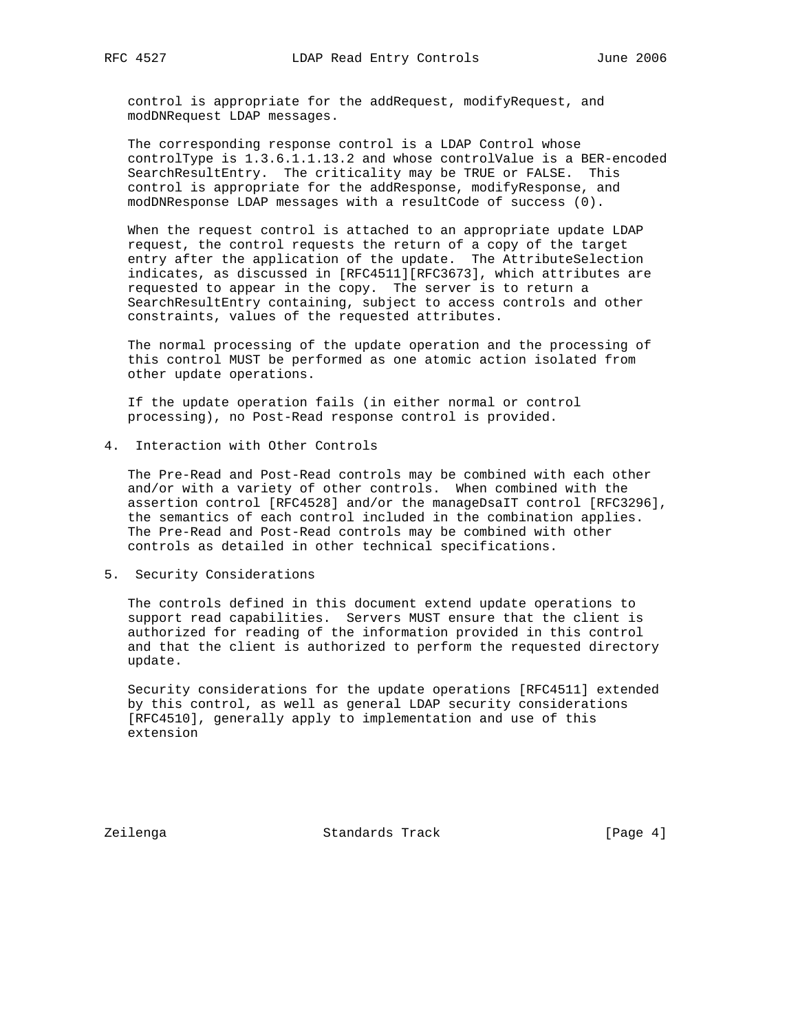control is appropriate for the addRequest, modifyRequest, and modDNRequest LDAP messages.

The corresponding response control is a LDAP Control whose controlType is 1.3.6.1.1.13.2 and whose controlValue is a BER-encoded SearchResultEntry. The criticality may be TRUE or FALSE. This control is appropriate for the addResponse, modifyResponse, and modDNResponse LDAP messages with a resultCode of success (0).

When the request control is attached to an appropriate update LDAP request, the control requests the return of a copy of the target entry after the application of the update. The AttributeSelection indicates, as discussed in [RFC4511][RFC3673], which attributes are requested to appear in the copy. The server is to return a SearchResultEntry containing, subject to access controls and other constraints, values of the requested attributes.

The normal processing of the update operation and the processing of this control MUST be performed as one atomic action isolated from other update operations.

If the update operation fails (in either normal or control processing), no Post-Read response control is provided.

## 4. Interaction with Other Controls

The Pre-Read and Post-Read controls may be combined with each other and/or with a variety of other controls. When combined with the assertion control [RFC4528] and/or the manageDsaIT control [RFC3296], the semantics of each control included in the combination applies. The Pre-Read and Post-Read controls may be combined with other controls as detailed in other technical specifications.

## 5. Security Considerations

The controls defined in this document extend update operations to support read capabilities. Servers MUST ensure that the client is authorized for reading of the information provided in this control and that the client is authorized to perform the requested directory update.

Security considerations for the update operations [RFC4511] extended by this control, as well as general LDAP security considerations [RFC4510], generally apply to implementation and use of this extension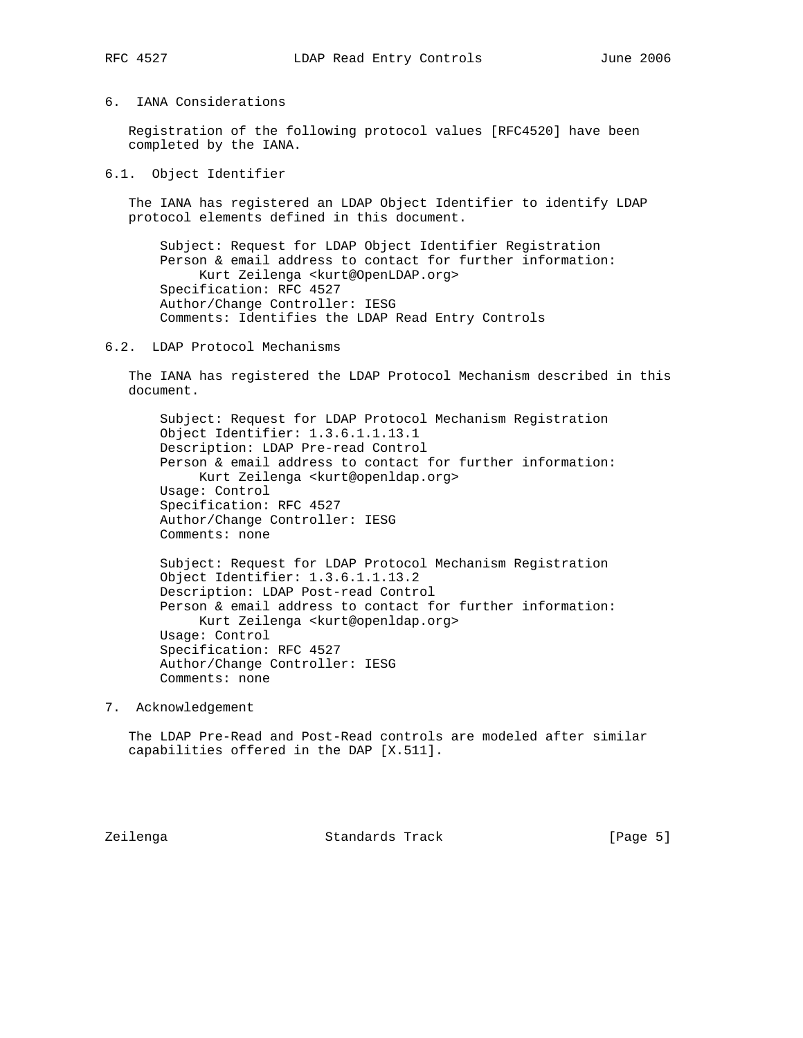## 6. IANA Considerations

Registration of the following protocol values [RFC4520] have been completed by the IANA.

### 6.1. Object Identifier

The IANA has registered an LDAP Object Identifier to identify LDAP protocol elements defined in this document.

```
Subject: Request for LDAP Object Identifier Registration
Person & email address to contact for further information:
     Kurt Zeilenga <kurt@OpenLDAP.org>
Specification: RFC 4527
Author/Change Controller: IESG
Comments: Identifies the LDAP Read Entry Controls
```

### 6.2. LDAP Protocol Mechanisms

The IANA has registered the LDAP Protocol Mechanism described in this document.

```
Subject: Request for LDAP Protocol Mechanism Registration
Object Identifier: 1.3.6.1.1.13.1
Description: LDAP Pre-read Control
Person & email address to contact for further information:
     Kurt Zeilenga <kurt@openldap.org>
Usage: Control
Specification: RFC 4527
Author/Change Controller: IESG
Comments: none

Subject: Request for LDAP Protocol Mechanism Registration
Object Identifier: 1.3.6.1.1.13.2
Description: LDAP Post-read Control
Person & email address to contact for further information:
     Kurt Zeilenga <kurt@openldap.org>
Usage: Control
Specification: RFC 4527
Author/Change Controller: IESG
Comments: none
```

## 7. Acknowledgement

The LDAP Pre-Read and Post-Read controls are modeled after similar capabilities offered in the DAP [X.511].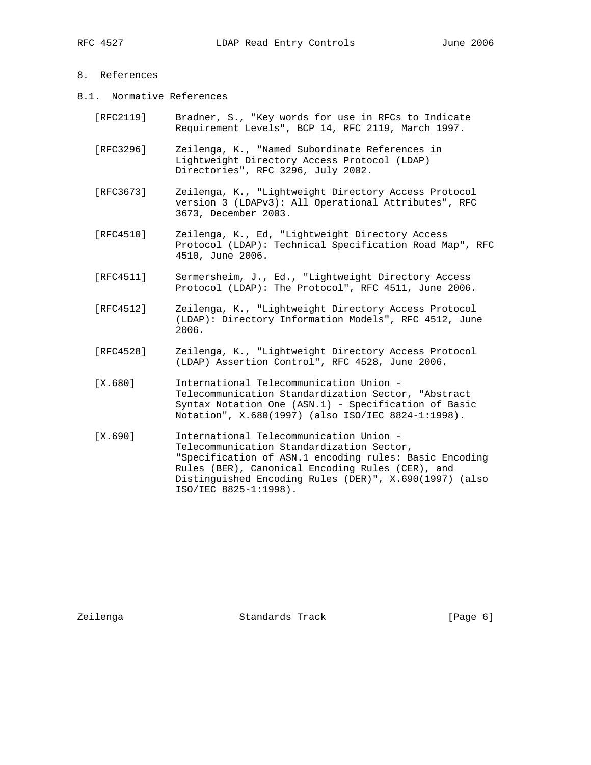## 8. References

### 8.1. Normative References

[RFC2119] Bradner, S., "Key words for use in RFCs to Indicate Requirement Levels", BCP 14, RFC 2119, March 1997.

[RFC3296] Zeilenga, K., "Named Subordinate References in Lightweight Directory Access Protocol (LDAP) Directories", RFC 3296, July 2002.

[RFC3673] Zeilenga, K., "Lightweight Directory Access Protocol version 3 (LDAPv3): All Operational Attributes", RFC 3673, December 2003.

[RFC4510] Zeilenga, K., Ed, "Lightweight Directory Access Protocol (LDAP): Technical Specification Road Map", RFC 4510, June 2006.

[RFC4511] Sermersheim, J., Ed., "Lightweight Directory Access Protocol (LDAP): The Protocol", RFC 4511, June 2006.

[RFC4512] Zeilenga, K., "Lightweight Directory Access Protocol (LDAP): Directory Information Models", RFC 4512, June 2006.

[RFC4528] Zeilenga, K., "Lightweight Directory Access Protocol (LDAP) Assertion Control", RFC 4528, June 2006.

[X.680] International Telecommunication Union - Telecommunication Standardization Sector, "Abstract Syntax Notation One (ASN.1) - Specification of Basic Notation", X.680(1997) (also ISO/IEC 8824-1:1998).

[X.690] International Telecommunication Union - Telecommunication Standardization Sector, "Specification of ASN.1 encoding rules: Basic Encoding Rules (BER), Canonical Encoding Rules (CER), and Distinguished Encoding Rules (DER)", X.690(1997) (also ISO/IEC 8825-1:1998).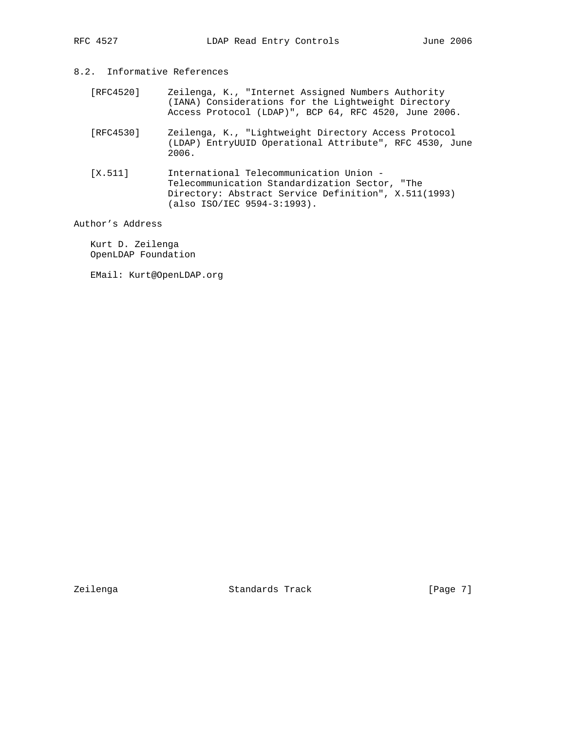## 8.2. Informative References

[RFC4520] Zeilenga, K., "Internet Assigned Numbers Authority (IANA) Considerations for the Lightweight Directory Access Protocol (LDAP)", BCP 64, RFC 4520, June 2006.

[RFC4530] Zeilenga, K., "Lightweight Directory Access Protocol (LDAP) EntryUUID Operational Attribute", RFC 4530, June 2006.

[X.511] International Telecommunication Union - Telecommunication Standardization Sector, "The Directory: Abstract Service Definition", X.511(1993) (also ISO/IEC 9594-3:1993).

## Author's Address

Kurt D. Zeilenga
OpenLDAP Foundation

EMail: Kurt@OpenLDAP.org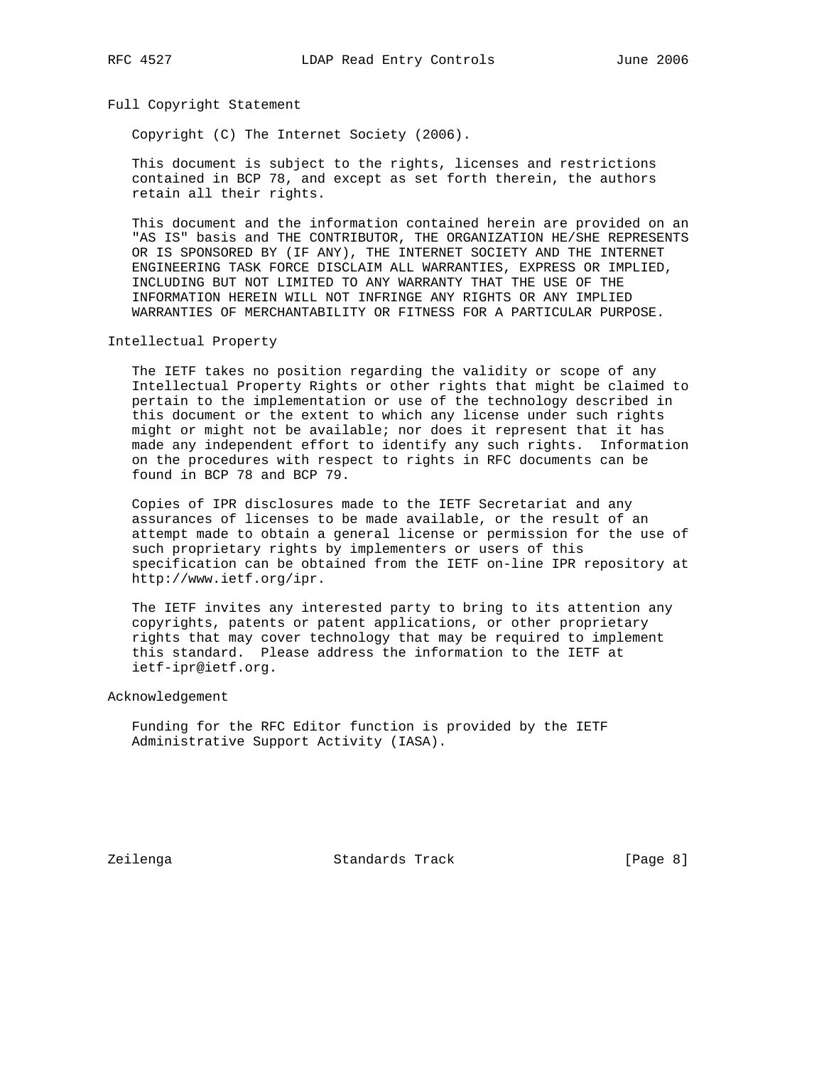## Full Copyright Statement

Copyright (C) The Internet Society (2006).

This document is subject to the rights, licenses and restrictions contained in BCP 78, and except as set forth therein, the authors retain all their rights.

This document and the information contained herein are provided on an "AS IS" basis and THE CONTRIBUTOR, THE ORGANIZATION HE/SHE REPRESENTS OR IS SPONSORED BY (IF ANY), THE INTERNET SOCIETY AND THE INTERNET ENGINEERING TASK FORCE DISCLAIM ALL WARRANTIES, EXPRESS OR IMPLIED, INCLUDING BUT NOT LIMITED TO ANY WARRANTY THAT THE USE OF THE INFORMATION HEREIN WILL NOT INFRINGE ANY RIGHTS OR ANY IMPLIED WARRANTIES OF MERCHANTABILITY OR FITNESS FOR A PARTICULAR PURPOSE.

## Intellectual Property

The IETF takes no position regarding the validity or scope of any Intellectual Property Rights or other rights that might be claimed to pertain to the implementation or use of the technology described in this document or the extent to which any license under such rights might or might not be available; nor does it represent that it has made any independent effort to identify any such rights. Information on the procedures with respect to rights in RFC documents can be found in BCP 78 and BCP 79.

Copies of IPR disclosures made to the IETF Secretariat and any assurances of licenses to be made available, or the result of an attempt made to obtain a general license or permission for the use of such proprietary rights by implementers or users of this specification can be obtained from the IETF on-line IPR repository at http://www.ietf.org/ipr.

The IETF invites any interested party to bring to its attention any copyrights, patents or patent applications, or other proprietary rights that may cover technology that may be required to implement this standard. Please address the information to the IETF at ietf-ipr@ietf.org.

## Acknowledgement

Funding for the RFC Editor function is provided by the IETF Administrative Support Activity (IASA).